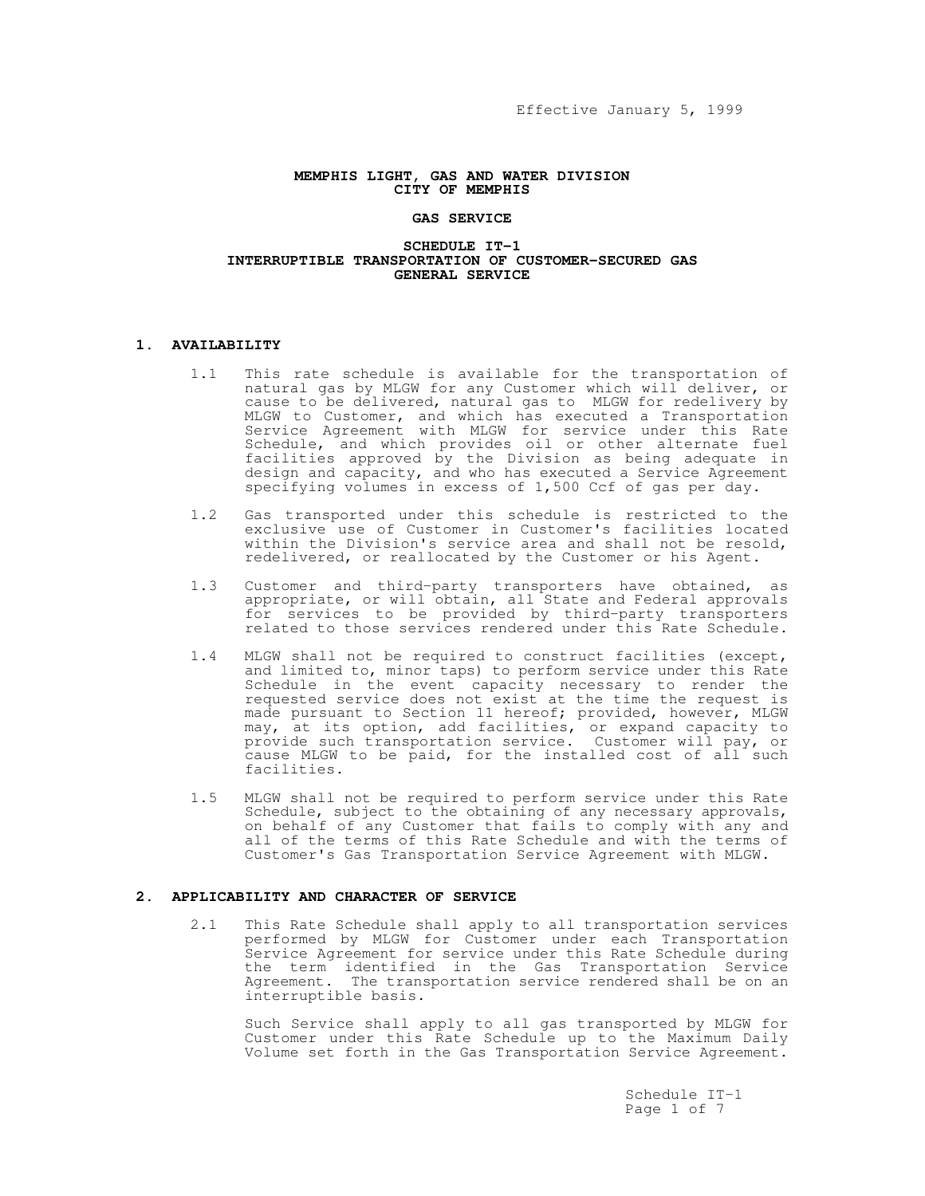Effective January 5, 1999

**MEMPHIS LIGHT, GAS AND WATER DIVISION**
**CITY OF MEMPHIS**

**GAS SERVICE**

**SCHEDULE IT-1**
**INTERRUPTIBLE TRANSPORTATION OF CUSTOMER-SECURED GAS**
**GENERAL SERVICE**

## 1. AVAILABILITY

1.1 This rate schedule is available for the transportation of natural gas by MLGW for any Customer which will deliver, or cause to be delivered, natural gas to MLGW for redelivery by MLGW to Customer, and which has executed a Transportation Service Agreement with MLGW for service under this Rate Schedule, and which provides oil or other alternate fuel facilities approved by the Division as being adequate in design and capacity, and who has executed a Service Agreement specifying volumes in excess of 1,500 Ccf of gas per day.

1.2 Gas transported under this schedule is restricted to the exclusive use of Customer in Customer's facilities located within the Division's service area and shall not be resold, redelivered, or reallocated by the Customer or his Agent.

1.3 Customer and third-party transporters have obtained, as appropriate, or will obtain, all State and Federal approvals for services to be provided by third-party transporters related to those services rendered under this Rate Schedule.

1.4 MLGW shall not be required to construct facilities (except, and limited to, minor taps) to perform service under this Rate Schedule in the event capacity necessary to render the requested service does not exist at the time the request is made pursuant to Section 11 hereof; provided, however, MLGW may, at its option, add facilities, or expand capacity to provide such transportation service. Customer will pay, or cause MLGW to be paid, for the installed cost of all such facilities.

1.5 MLGW shall not be required to perform service under this Rate Schedule, subject to the obtaining of any necessary approvals, on behalf of any Customer that fails to comply with any and all of the terms of this Rate Schedule and with the terms of Customer's Gas Transportation Service Agreement with MLGW.

## 2. APPLICABILITY AND CHARACTER OF SERVICE

2.1 This Rate Schedule shall apply to all transportation services performed by MLGW for Customer under each Transportation Service Agreement for service under this Rate Schedule during the term identified in the Gas Transportation Service Agreement. The transportation service rendered shall be on an interruptible basis.

Such Service shall apply to all gas transported by MLGW for Customer under this Rate Schedule up to the Maximum Daily Volume set forth in the Gas Transportation Service Agreement.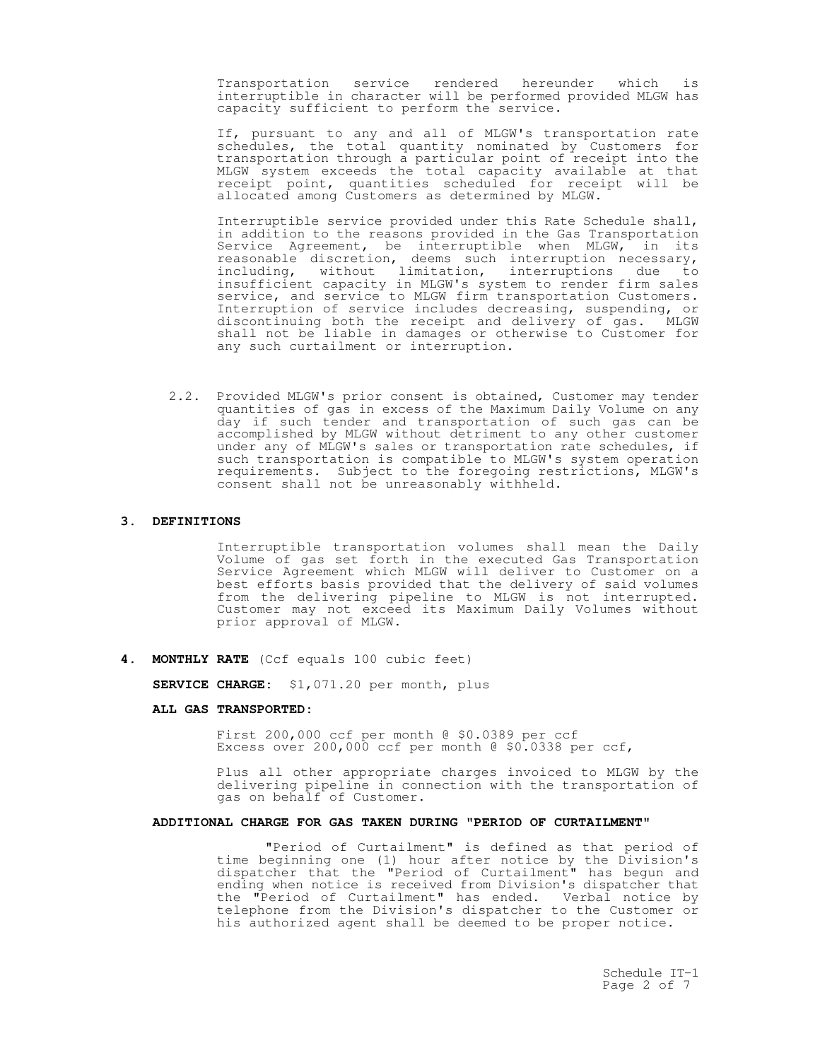Transportation service rendered hereunder which is interruptible in character will be performed provided MLGW has capacity sufficient to perform the service.

If, pursuant to any and all of MLGW's transportation rate schedules, the total quantity nominated by Customers for transportation through a particular point of receipt into the MLGW system exceeds the total capacity available at that receipt point, quantities scheduled for receipt will be allocated among Customers as determined by MLGW.

Interruptible service provided under this Rate Schedule shall, in addition to the reasons provided in the Gas Transportation Service Agreement, be interruptible when MLGW, in its reasonable discretion, deems such interruption necessary, including, without limitation, interruptions due to insufficient capacity in MLGW's system to render firm sales service, and service to MLGW firm transportation Customers. Interruption of service includes decreasing, suspending, or discontinuing both the receipt and delivery of gas. MLGW shall not be liable in damages or otherwise to Customer for any such curtailment or interruption.

2.2. Provided MLGW's prior consent is obtained, Customer may tender quantities of gas in excess of the Maximum Daily Volume on any day if such tender and transportation of such gas can be accomplished by MLGW without detriment to any other customer under any of MLGW's sales or transportation rate schedules, if such transportation is compatible to MLGW's system operation requirements. Subject to the foregoing restrictions, MLGW's consent shall not be unreasonably withheld.

## 3. DEFINITIONS

Interruptible transportation volumes shall mean the Daily Volume of gas set forth in the executed Gas Transportation Service Agreement which MLGW will deliver to Customer on a best efforts basis provided that the delivery of said volumes from the delivering pipeline to MLGW is not interrupted. Customer may not exceed its Maximum Daily Volumes without prior approval of MLGW.

## 4. MONTHLY RATE (Ccf equals 100 cubic feet)

**SERVICE CHARGE:** $1,071.20 per month, plus

**ALL GAS TRANSPORTED:**

First 200,000 ccf per month @ $0.0389 per ccf
Excess over 200,000 ccf per month @ $0.0338 per ccf,

Plus all other appropriate charges invoiced to MLGW by the delivering pipeline in connection with the transportation of gas on behalf of Customer.

**ADDITIONAL CHARGE FOR GAS TAKEN DURING "PERIOD OF CURTAILMENT"**

"Period of Curtailment" is defined as that period of time beginning one (1) hour after notice by the Division's dispatcher that the "Period of Curtailment" has begun and ending when notice is received from Division's dispatcher that the "Period of Curtailment" has ended. Verbal notice by telephone from the Division's dispatcher to the Customer or his authorized agent shall be deemed to be proper notice.

Schedule IT-1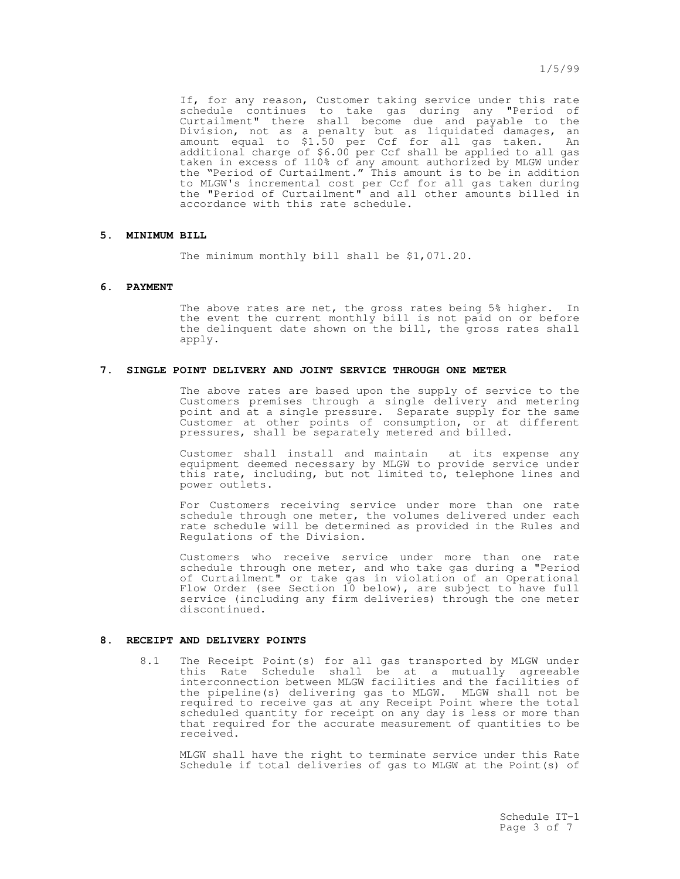If, for any reason, Customer taking service under this rate schedule continues to take gas during any "Period of Curtailment" there shall become due and payable to the Division, not as a penalty but as liquidated damages, an amount equal to $1.50 per Ccf for all gas taken. An additional charge of $6.00 per Ccf shall be applied to all gas taken in excess of 110% of any amount authorized by MLGW under the "Period of Curtailment." This amount is to be in addition to MLGW's incremental cost per Ccf for all gas taken during the "Period of Curtailment" and all other amounts billed in accordance with this rate schedule.

## 5. MINIMUM BILL

The minimum monthly bill shall be $1,071.20.

## 6. PAYMENT

The above rates are net, the gross rates being 5% higher. In the event the current monthly bill is not paid on or before the delinquent date shown on the bill, the gross rates shall apply.

## 7. SINGLE POINT DELIVERY AND JOINT SERVICE THROUGH ONE METER

The above rates are based upon the supply of service to the Customers premises through a single delivery and metering point and at a single pressure. Separate supply for the same Customer at other points of consumption, or at different pressures, shall be separately metered and billed.

Customer shall install and maintain at its expense any equipment deemed necessary by MLGW to provide service under this rate, including, but not limited to, telephone lines and power outlets.

For Customers receiving service under more than one rate schedule through one meter, the volumes delivered under each rate schedule will be determined as provided in the Rules and Regulations of the Division.

Customers who receive service under more than one rate schedule through one meter, and who take gas during a "Period of Curtailment" or take gas in violation of an Operational Flow Order (see Section 10 below), are subject to have full service (including any firm deliveries) through the one meter discontinued.

## 8. RECEIPT AND DELIVERY POINTS

8.1 The Receipt Point(s) for all gas transported by MLGW under this Rate Schedule shall be at a mutually agreeable interconnection between MLGW facilities and the facilities of the pipeline(s) delivering gas to MLGW. MLGW shall not be required to receive gas at any Receipt Point where the total scheduled quantity for receipt on any day is less or more than that required for the accurate measurement of quantities to be received.

MLGW shall have the right to terminate service under this Rate Schedule if total deliveries of gas to MLGW at the Point(s) of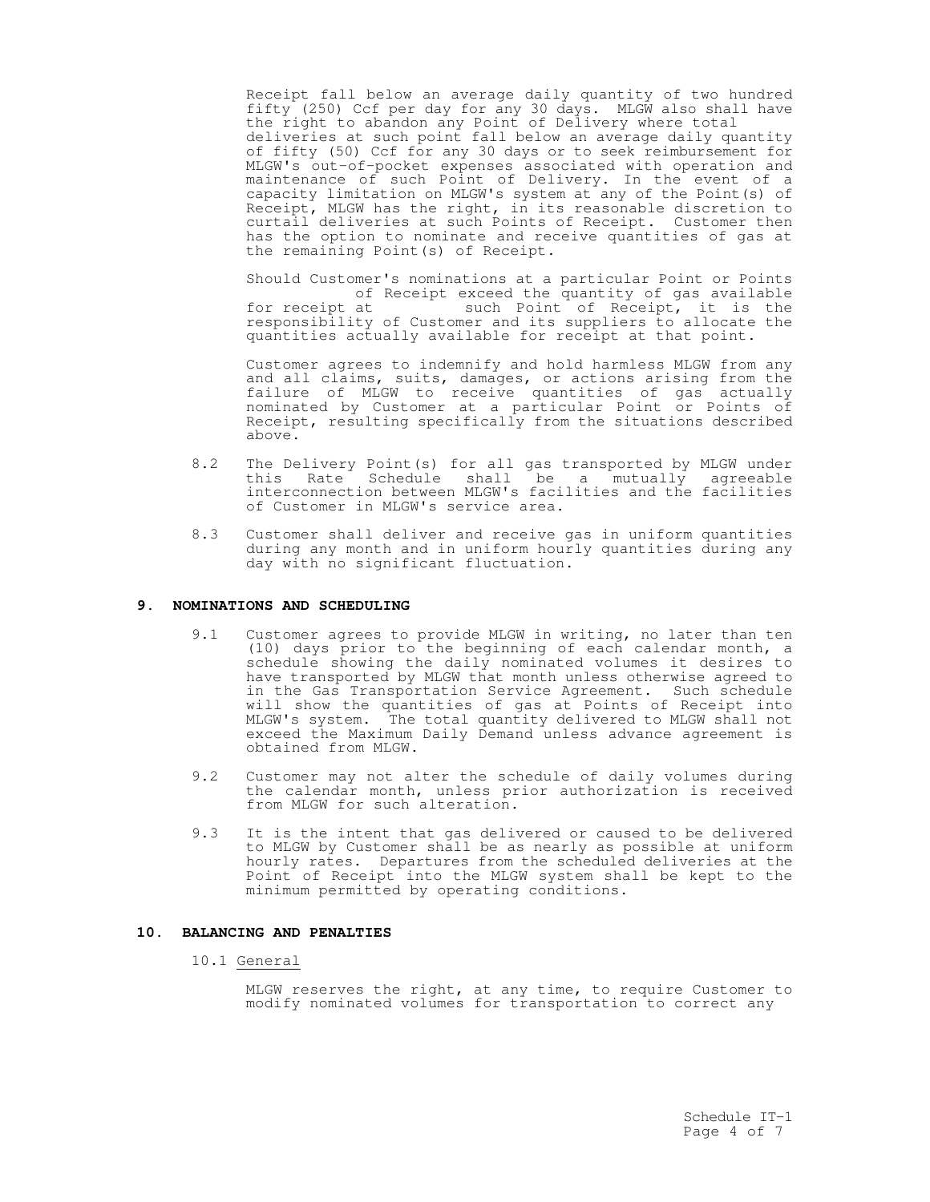Receipt fall below an average daily quantity of two hundred fifty (250) Ccf per day for any 30 days. MLGW also shall have the right to abandon any Point of Delivery where total deliveries at such point fall below an average daily quantity of fifty (50) Ccf for any 30 days or to seek reimbursement for MLGW's out-of-pocket expenses associated with operation and maintenance of such Point of Delivery. In the event of a capacity limitation on MLGW's system at any of the Point(s) of Receipt, MLGW has the right, in its reasonable discretion to curtail deliveries at such Points of Receipt. Customer then has the option to nominate and receive quantities of gas at the remaining Point(s) of Receipt.

Should Customer's nominations at a particular Point or Points of Receipt exceed the quantity of gas available for receipt at such Point of Receipt, it is the responsibility of Customer and its suppliers to allocate the quantities actually available for receipt at that point.

Customer agrees to indemnify and hold harmless MLGW from any and all claims, suits, damages, or actions arising from the failure of MLGW to receive quantities of gas actually nominated by Customer at a particular Point or Points of Receipt, resulting specifically from the situations described above.

8.2 The Delivery Point(s) for all gas transported by MLGW under this Rate Schedule shall be a mutually agreeable interconnection between MLGW's facilities and the facilities of Customer in MLGW's service area.

8.3 Customer shall deliver and receive gas in uniform quantities during any month and in uniform hourly quantities during any day with no significant fluctuation.

## 9. NOMINATIONS AND SCHEDULING

9.1 Customer agrees to provide MLGW in writing, no later than ten (10) days prior to the beginning of each calendar month, a schedule showing the daily nominated volumes it desires to have transported by MLGW that month unless otherwise agreed to in the Gas Transportation Service Agreement. Such schedule will show the quantities of gas at Points of Receipt into MLGW's system. The total quantity delivered to MLGW shall not exceed the Maximum Daily Demand unless advance agreement is obtained from MLGW.

9.2 Customer may not alter the schedule of daily volumes during the calendar month, unless prior authorization is received from MLGW for such alteration.

9.3 It is the intent that gas delivered or caused to be delivered to MLGW by Customer shall be as nearly as possible at uniform hourly rates. Departures from the scheduled deliveries at the Point of Receipt into the MLGW system shall be kept to the minimum permitted by operating conditions.

## 10. BALANCING AND PENALTIES

10.1 General

MLGW reserves the right, at any time, to require Customer to modify nominated volumes for transportation to correct any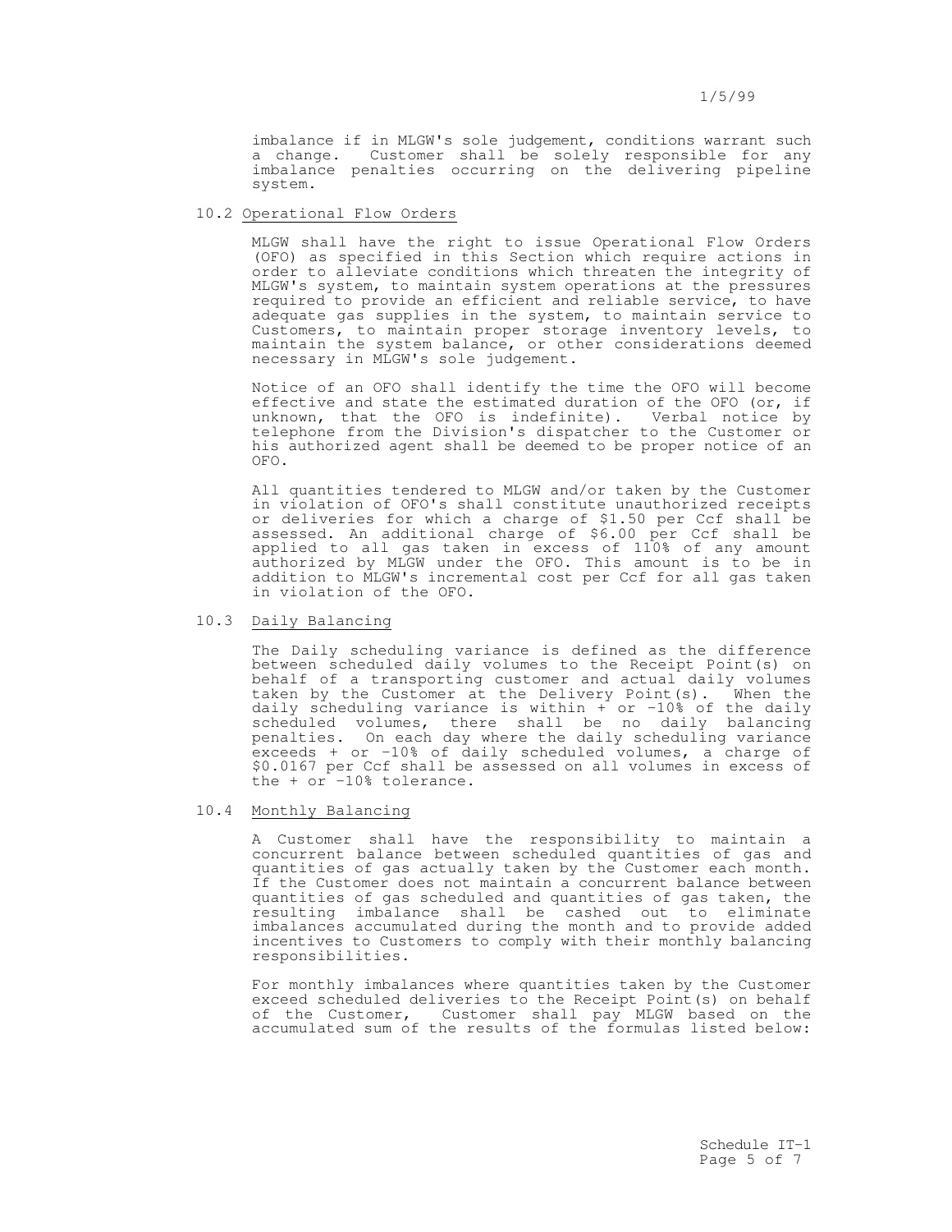imbalance if in MLGW's sole judgement, conditions warrant such a change. Customer shall be solely responsible for any imbalance penalties occurring on the delivering pipeline system.

### 10.2 Operational Flow Orders

MLGW shall have the right to issue Operational Flow Orders (OFO) as specified in this Section which require actions in order to alleviate conditions which threaten the integrity of MLGW's system, to maintain system operations at the pressures required to provide an efficient and reliable service, to have adequate gas supplies in the system, to maintain service to Customers, to maintain proper storage inventory levels, to maintain the system balance, or other considerations deemed necessary in MLGW's sole judgement.

Notice of an OFO shall identify the time the OFO will become effective and state the estimated duration of the OFO (or, if unknown, that the OFO is indefinite). Verbal notice by telephone from the Division's dispatcher to the Customer or his authorized agent shall be deemed to be proper notice of an OFO.

All quantities tendered to MLGW and/or taken by the Customer in violation of OFO's shall constitute unauthorized receipts or deliveries for which a charge of $1.50 per Ccf shall be assessed. An additional charge of $6.00 per Ccf shall be applied to all gas taken in excess of 110% of any amount authorized by MLGW under the OFO. This amount is to be in addition to MLGW's incremental cost per Ccf for all gas taken in violation of the OFO.

### 10.3 Daily Balancing

The Daily scheduling variance is defined as the difference between scheduled daily volumes to the Receipt Point(s) on behalf of a transporting customer and actual daily volumes taken by the Customer at the Delivery Point(s). When the daily scheduling variance is within + or -10% of the daily scheduled volumes, there shall be no daily balancing penalties. On each day where the daily scheduling variance exceeds + or -10% of daily scheduled volumes, a charge of $0.0167 per Ccf shall be assessed on all volumes in excess of the + or -10% tolerance.

### 10.4 Monthly Balancing

A Customer shall have the responsibility to maintain a concurrent balance between scheduled quantities of gas and quantities of gas actually taken by the Customer each month. If the Customer does not maintain a concurrent balance between quantities of gas scheduled and quantities of gas taken, the resulting imbalance shall be cashed out to eliminate imbalances accumulated during the month and to provide added incentives to Customers to comply with their monthly balancing responsibilities.

For monthly imbalances where quantities taken by the Customer exceed scheduled deliveries to the Receipt Point(s) on behalf of the Customer, Customer shall pay MLGW based on the accumulated sum of the results of the formulas listed below: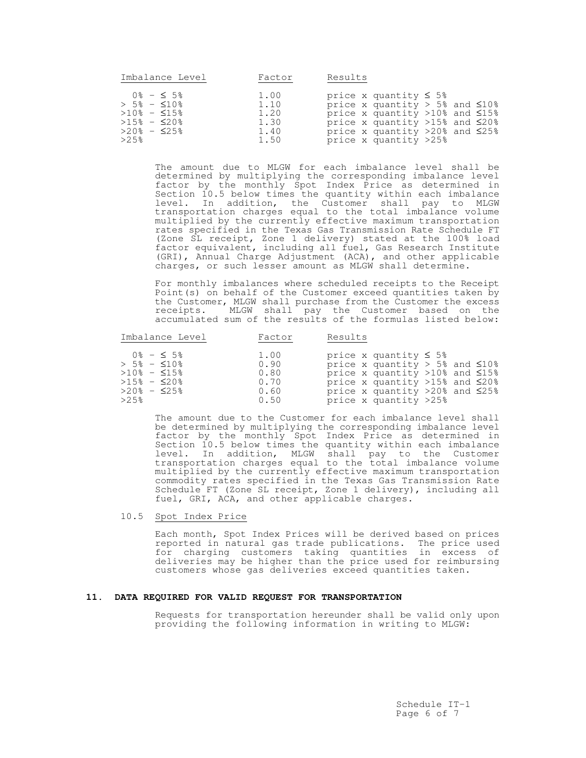| Imbalance Level | Factor | Results |
|---|---|---|
| 0% – ≤ 5% | 1.00 | price x quantity ≤ 5% |
| > 5% – ≤10% | 1.10 | price x quantity > 5% and ≤10% |
| >10% – ≤15% | 1.20 | price x quantity >10% and ≤15% |
| >15% – ≤20% | 1.30 | price x quantity >15% and ≤20% |
| >20% – ≤25% | 1.40 | price x quantity >20% and ≤25% |
| >25% | 1.50 | price x quantity >25% |

The amount due to MLGW for each imbalance level shall be determined by multiplying the corresponding imbalance level factor by the monthly Spot Index Price as determined in Section 10.5 below times the quantity within each imbalance level. In addition, the Customer shall pay to MLGW transportation charges equal to the total imbalance volume multiplied by the currently effective maximum transportation rates specified in the Texas Gas Transmission Rate Schedule FT (Zone SL receipt, Zone 1 delivery) stated at the 100% load factor equivalent, including all fuel, Gas Research Institute (GRI), Annual Charge Adjustment (ACA), and other applicable charges, or such lesser amount as MLGW shall determine.

For monthly imbalances where scheduled receipts to the Receipt Point(s) on behalf of the Customer exceed quantities taken by the Customer, MLGW shall purchase from the Customer the excess receipts. MLGW shall pay the Customer based on the accumulated sum of the results of the formulas listed below:

| Imbalance Level | Factor | Results |
|---|---|---|
| 0% – ≤ 5% | 1.00 | price x quantity ≤ 5% |
| > 5% – ≤10% | 0.90 | price x quantity > 5% and ≤10% |
| >10% – ≤15% | 0.80 | price x quantity >10% and ≤15% |
| >15% – ≤20% | 0.70 | price x quantity >15% and ≤20% |
| >20% – ≤25% | 0.60 | price x quantity >20% and ≤25% |
| >25% | 0.50 | price x quantity >25% |

The amount due to the Customer for each imbalance level shall be determined by multiplying the corresponding imbalance level factor by the monthly Spot Index Price as determined in Section 10.5 below times the quantity within each imbalance level. In addition, MLGW shall pay to the Customer transportation charges equal to the total imbalance volume multiplied by the currently effective maximum transportation commodity rates specified in the Texas Gas Transmission Rate Schedule FT (Zone SL receipt, Zone 1 delivery), including all fuel, GRI, ACA, and other applicable charges.

10.5 Spot Index Price

Each month, Spot Index Prices will be derived based on prices reported in natural gas trade publications. The price used for charging customers taking quantities in excess of deliveries may be higher than the price used for reimbursing customers whose gas deliveries exceed quantities taken.

## 11. DATA REQUIRED FOR VALID REQUEST FOR TRANSPORTATION

Requests for transportation hereunder shall be valid only upon providing the following information in writing to MLGW: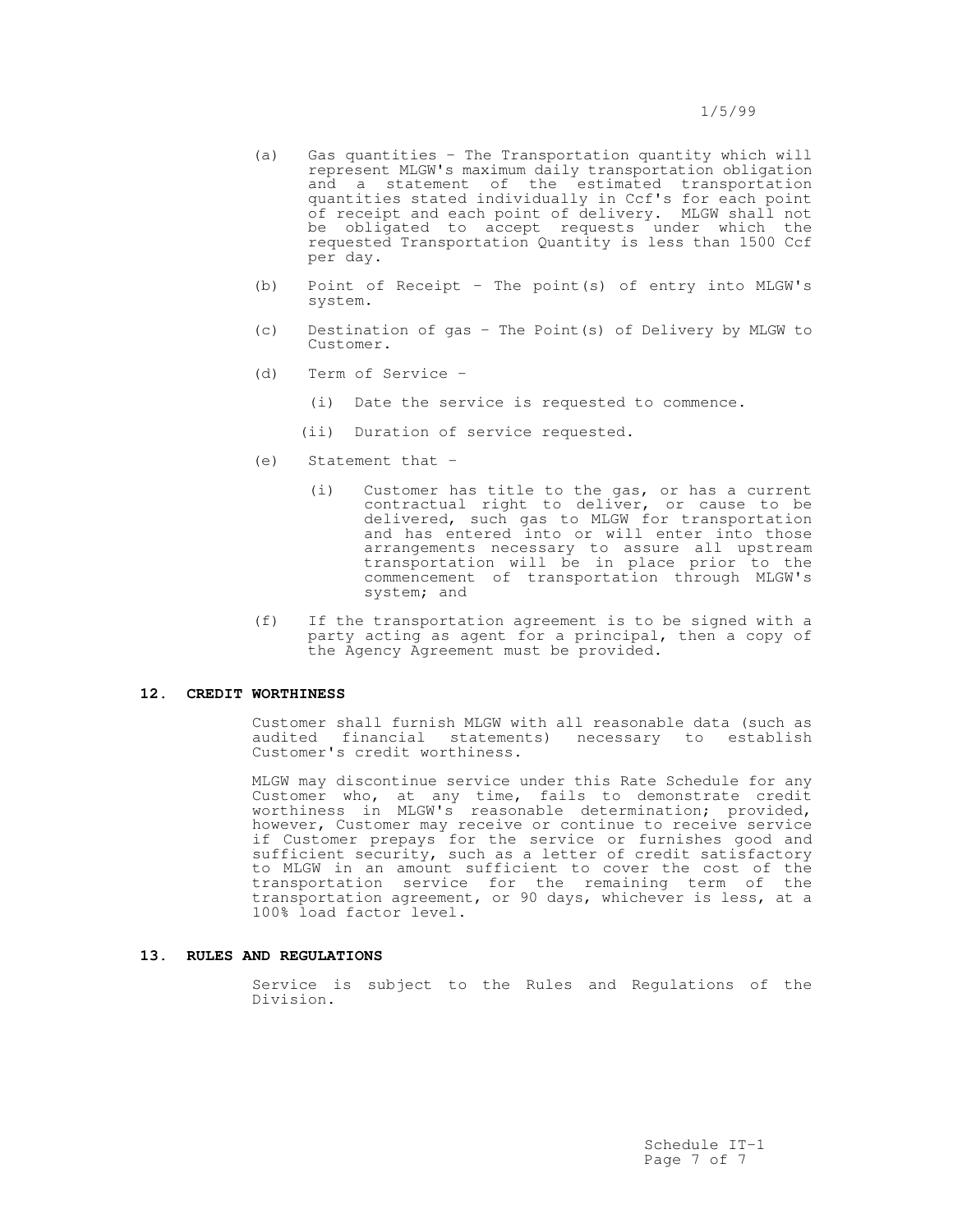(a) Gas quantities – The Transportation quantity which will represent MLGW's maximum daily transportation obligation and a statement of the estimated transportation quantities stated individually in Ccf's for each point of receipt and each point of delivery. MLGW shall not be obligated to accept requests under which the requested Transportation Quantity is less than 1500 Ccf per day.

(b) Point of Receipt – The point(s) of entry into MLGW's system.

(c) Destination of gas – The Point(s) of Delivery by MLGW to Customer.

(d) Term of Service –

(i) Date the service is requested to commence.

(ii) Duration of service requested.

(e) Statement that –

(i) Customer has title to the gas, or has a current contractual right to deliver, or cause to be delivered, such gas to MLGW for transportation and has entered into or will enter into those arrangements necessary to assure all upstream transportation will be in place prior to the commencement of transportation through MLGW's system; and

(f) If the transportation agreement is to be signed with a party acting as agent for a principal, then a copy of the Agency Agreement must be provided.

## 12. CREDIT WORTHINESS

Customer shall furnish MLGW with all reasonable data (such as audited financial statements) necessary to establish Customer's credit worthiness.

MLGW may discontinue service under this Rate Schedule for any Customer who, at any time, fails to demonstrate credit worthiness in MLGW's reasonable determination; provided, however, Customer may receive or continue to receive service if Customer prepays for the service or furnishes good and sufficient security, such as a letter of credit satisfactory to MLGW in an amount sufficient to cover the cost of the transportation service for the remaining term of the transportation agreement, or 90 days, whichever is less, at a 100% load factor level.

## 13. RULES AND REGULATIONS

Service is subject to the Rules and Regulations of the Division.